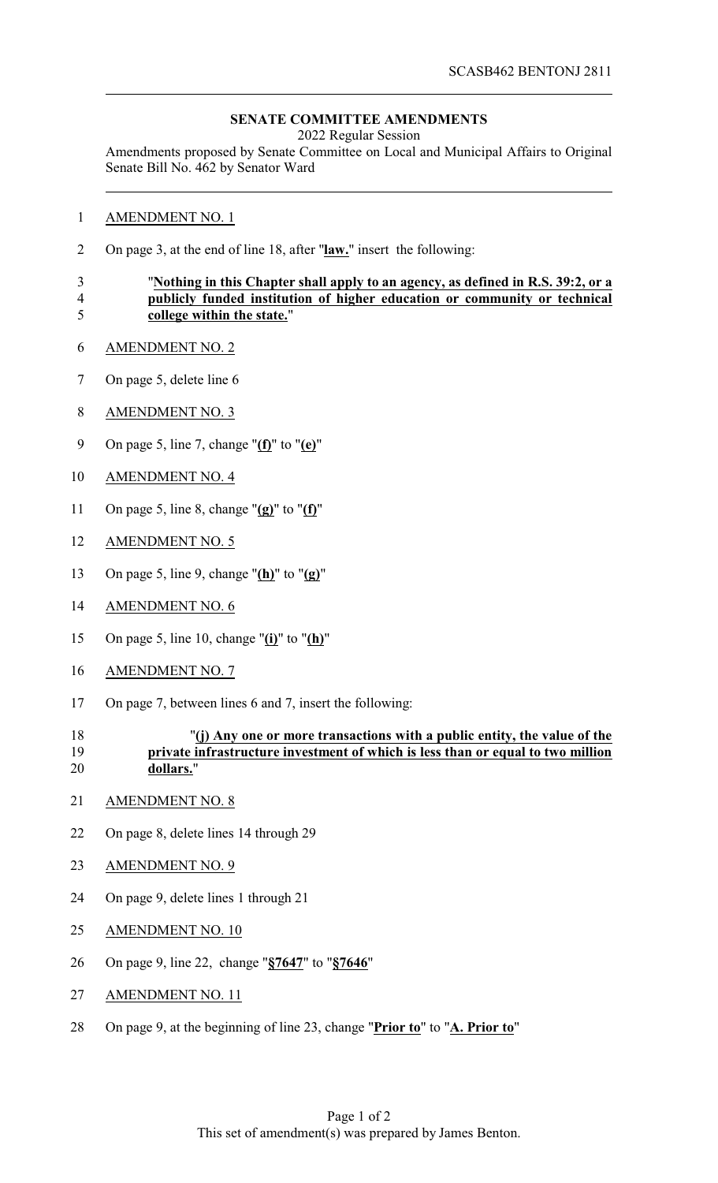SCASB462 BENTONJ 2811

**SENATE COMMITTEE AMENDMENTS**

2022 Regular Session

Amendments proposed by Senate Committee on Local and Municipal Affairs to Original Senate Bill No. 462 by Senator Ward

AMENDMENT NO. 1

On page 3, at the end of line 18, after "**law.**" insert the following:

"**Nothing in this Chapter shall apply to an agency, as defined in R.S. 39:2, or a publicly funded institution of higher education or community or technical college within the state.**"

AMENDMENT NO. 2

On page 5, delete line 6

AMENDMENT NO. 3

On page 5, line 7, change "**(f)**" to "**(e)**"

AMENDMENT NO. 4

On page 5, line 8, change "**(g)**" to "**(f)**"

AMENDMENT NO. 5

On page 5, line 9, change "**(h)**" to "**(g)**"

AMENDMENT NO. 6

On page 5, line 10, change "**(i)**" to "**(h)**"

AMENDMENT NO. 7

On page 7, between lines 6 and 7, insert the following:

"**(j) Any one or more transactions with a public entity, the value of the private infrastructure investment of which is less than or equal to two million dollars.**"

AMENDMENT NO. 8

On page 8, delete lines 14 through 29

AMENDMENT NO. 9

On page 9, delete lines 1 through 21

AMENDMENT NO. 10

On page 9, line 22, change "**§7647**" to "**§7646**"

AMENDMENT NO. 11

On page 9, at the beginning of line 23, change "**Prior to**" to "**A. Prior to**"

This set of amendment(s) was prepared by James Benton.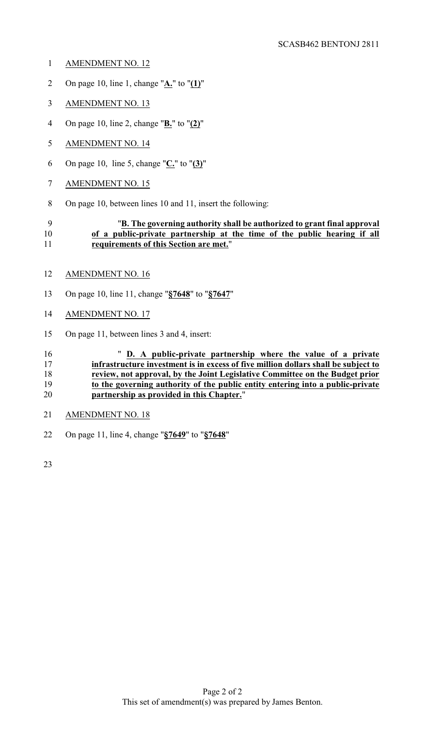AMENDMENT NO. 12

On page 10, line 1, change "**A.**" to "**(1)**"

AMENDMENT NO. 13

On page 10, line 2, change "**B.**" to "**(2)**"

AMENDMENT NO. 14

On page 10, line 5, change "**C.**" to "**(3)**"

AMENDMENT NO. 15

On page 10, between lines 10 and 11, insert the following:

"**B. The governing authority shall be authorized to grant final approval of a public-private partnership at the time of the public hearing if all requirements of this Section are met.**"

AMENDMENT NO. 16

On page 10, line 11, change "**§7648**" to "**§7647**"

AMENDMENT NO. 17

On page 11, between lines 3 and 4, insert:

" **D. A public-private partnership where the value of a private infrastructure investment is in excess of five million dollars shall be subject to review, not approval, by the Joint Legislative Committee on the Budget prior to the governing authority of the public entity entering into a public-private partnership as provided in this Chapter.**"

AMENDMENT NO. 18

On page 11, line 4, change "**§7649**" to "**§7648**"

This set of amendment(s) was prepared by James Benton.